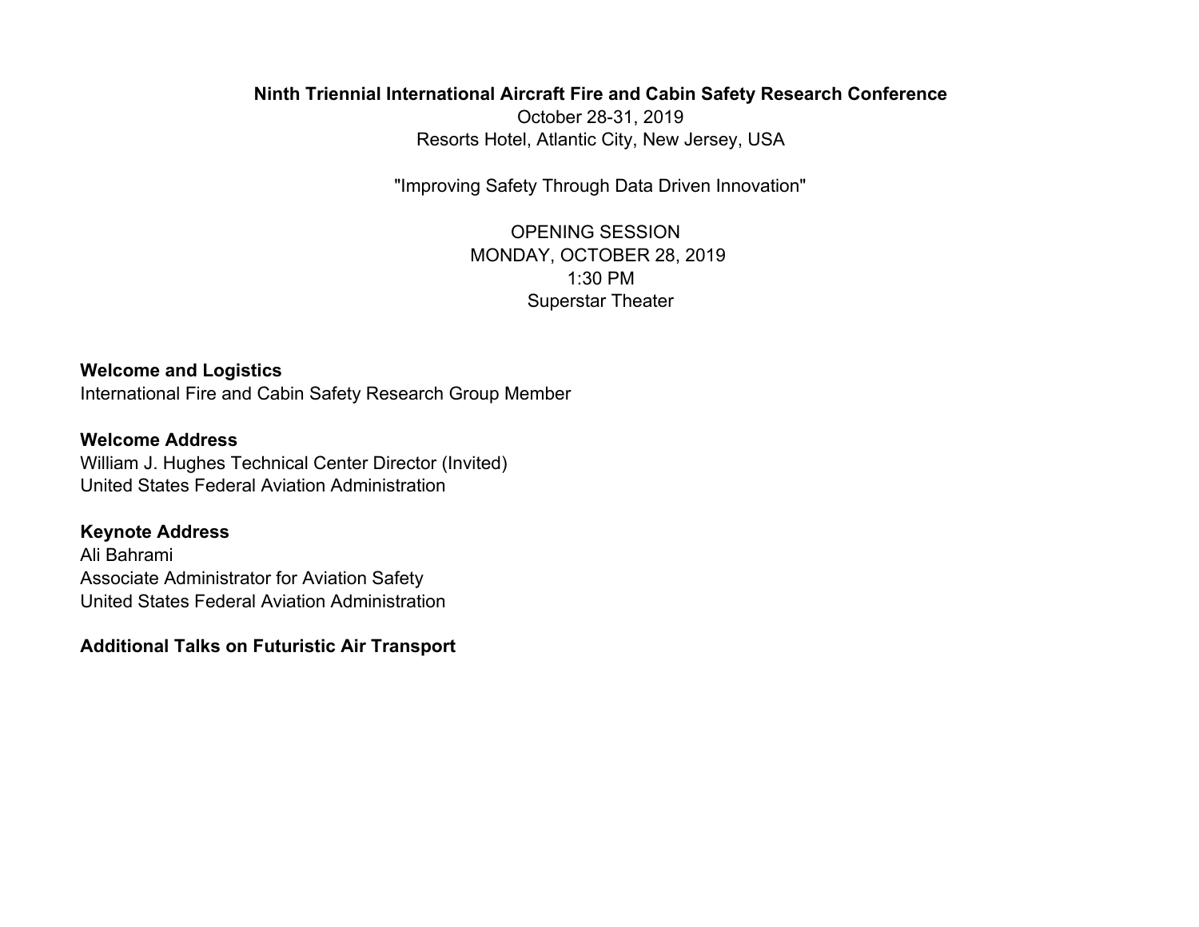# Ninth Triennial International Aircraft Fire and Cabin Safety Research Conference

October 28-31, 2019
Resorts Hotel, Atlantic City, New Jersey, USA

"Improving Safety Through Data Driven Innovation"

OPENING SESSION
MONDAY, OCTOBER 28, 2019
1:30 PM
Superstar Theater

**Welcome and Logistics**
International Fire and Cabin Safety Research Group Member

**Welcome Address**
William J. Hughes Technical Center Director (Invited)
United States Federal Aviation Administration

**Keynote Address**
Ali Bahrami
Associate Administrator for Aviation Safety
United States Federal Aviation Administration

**Additional Talks on Futuristic Air Transport**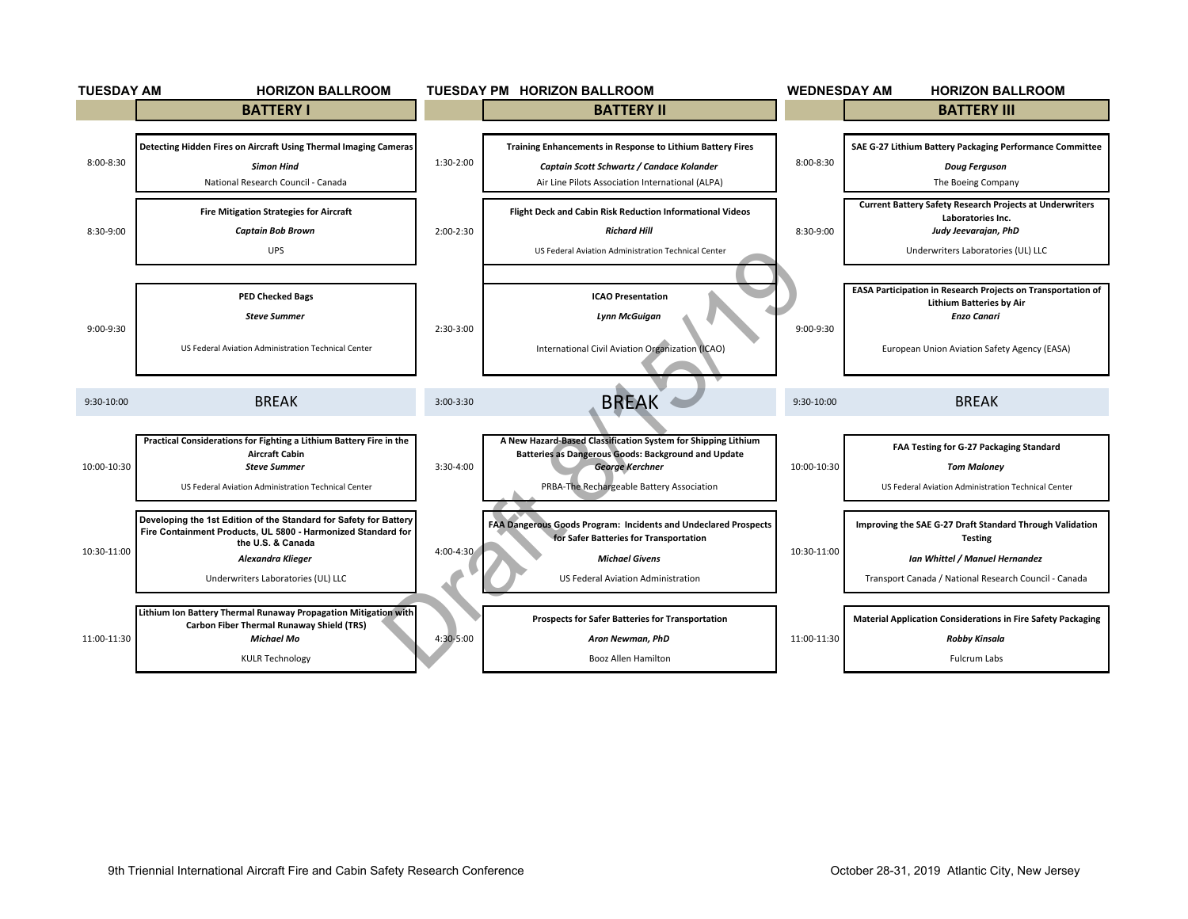## TUESDAY AM — HORIZON BALLROOM

### BATTERY I

| Time | Session |
|---|---|
| 8:00-8:30 | **Detecting Hidden Fires on Aircraft Using Thermal Imaging Cameras**<br>***Simon Hind***<br>National Research Council - Canada |
| 8:30-9:00 | **Fire Mitigation Strategies for Aircraft**<br>***Captain Bob Brown***<br>UPS |
| 9:00-9:30 | **PED Checked Bags**<br>***Steve Summer***<br>US Federal Aviation Administration Technical Center |
| 9:30-10:00 | BREAK |
| 10:00-10:30 | **Practical Considerations for Fighting a Lithium Battery Fire in the Aircraft Cabin**<br>***Steve Summer***<br>US Federal Aviation Administration Technical Center |
| 10:30-11:00 | **Developing the 1st Edition of the Standard for Safety for Battery Fire Containment Products, UL 5800 - Harmonized Standard for the U.S. & Canada**<br>***Alexandra Klieger***<br>Underwriters Laboratories (UL) LLC |
| 11:00-11:30 | **Lithium Ion Battery Thermal Runaway Propagation Mitigation with Carbon Fiber Thermal Runaway Shield (TRS)**<br>***Michael Mo***<br>KULR Technology |

## TUESDAY PM — HORIZON BALLROOM

### BATTERY II

| Time | Session |
|---|---|
| 1:30-2:00 | **Training Enhancements in Response to Lithium Battery Fires**<br>***Captain Scott Schwartz / Candace Kolander***<br>Air Line Pilots Association International (ALPA) |
| 2:00-2:30 | **Flight Deck and Cabin Risk Reduction Informational Videos**<br>***Richard Hill***<br>US Federal Aviation Administration Technical Center |
| 2:30-3:00 | **ICAO Presentation**<br>***Lynn McGuigan***<br>International Civil Aviation Organization (ICAO) |
| 3:00-3:30 | BREAK |
| 3:30-4:00 | **A New Hazard-Based Classification System for Shipping Lithium Batteries as Dangerous Goods: Background and Update**<br>***George Kerchner***<br>PRBA-The Rechargeable Battery Association |
| 4:00-4:30 | **FAA Dangerous Goods Program: Incidents and Undeclared Prospects for Safer Batteries for Transportation**<br>***Michael Givens***<br>US Federal Aviation Administration |
| 4:30-5:00 | **Prospects for Safer Batteries for Transportation**<br>***Aron Newman, PhD***<br>Booz Allen Hamilton |

## WEDNESDAY AM — HORIZON BALLROOM

### BATTERY III

| Time | Session |
|---|---|
| 8:00-8:30 | **SAE G-27 Lithium Battery Packaging Performance Committee**<br>***Doug Ferguson***<br>The Boeing Company |
| 8:30-9:00 | **Current Battery Safety Research Projects at Underwriters Laboratories Inc.**<br>***Judy Jeevarajan, PhD***<br>Underwriters Laboratories (UL) LLC |
| 9:00-9:30 | **EASA Participation in Research Projects on Transportation of Lithium Batteries by Air**<br>***Enzo Canari***<br>European Union Aviation Safety Agency (EASA) |
| 9:30-10:00 | BREAK |
| 10:00-10:30 | **FAA Testing for G-27 Packaging Standard**<br>***Tom Maloney***<br>US Federal Aviation Administration Technical Center |
| 10:30-11:00 | **Improving the SAE G-27 Draft Standard Through Validation Testing**<br>***Ian Whittel / Manuel Hernandez***<br>Transport Canada / National Research Council - Canada |
| 11:00-11:30 | **Material Application Considerations in Fire Safety Packaging**<br>***Robby Kinsala***<br>Fulcrum Labs |

Draft 8/15/19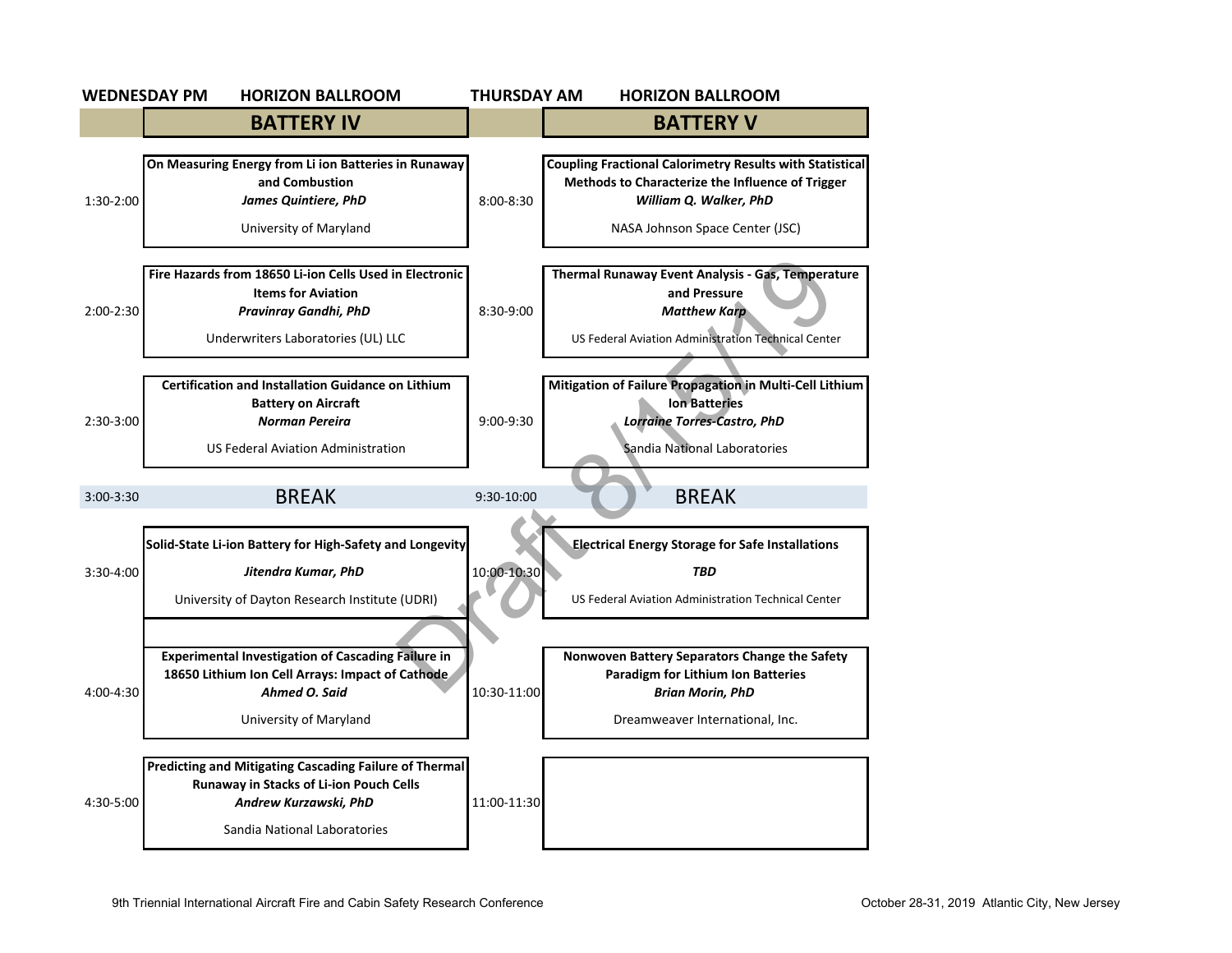## WEDNESDAY PM — HORIZON BALLROOM

### BATTERY IV

| Time | Session |
| --- | --- |
| 1:30-2:00 | **On Measuring Energy from Li ion Batteries in Runaway and Combustion**<br>***James Quintiere, PhD***<br>University of Maryland |
| 2:00-2:30 | **Fire Hazards from 18650 Li-ion Cells Used in Electronic Items for Aviation**<br>***Pravinray Gandhi, PhD***<br>Underwriters Laboratories (UL) LLC |
| 2:30-3:00 | **Certification and Installation Guidance on Lithium Battery on Aircraft**<br>***Norman Pereira***<br>US Federal Aviation Administration |
| 3:00-3:30 | BREAK |
| 3:30-4:00 | **Solid-State Li-ion Battery for High-Safety and Longevity**<br>***Jitendra Kumar, PhD***<br>University of Dayton Research Institute (UDRI) |
| 4:00-4:30 | **Experimental Investigation of Cascading Failure in 18650 Lithium Ion Cell Arrays: Impact of Cathode**<br>***Ahmed O. Said***<br>University of Maryland |
| 4:30-5:00 | **Predicting and Mitigating Cascading Failure of Thermal Runaway in Stacks of Li-ion Pouch Cells**<br>***Andrew Kurzawski, PhD***<br>Sandia National Laboratories |

## THURSDAY AM — HORIZON BALLROOM

### BATTERY V

| Time | Session |
| --- | --- |
| 8:00-8:30 | **Coupling Fractional Calorimetry Results with Statistical Methods to Characterize the Influence of Trigger**<br>***William Q. Walker, PhD***<br>NASA Johnson Space Center (JSC) |
| 8:30-9:00 | **Thermal Runaway Event Analysis - Gas, Temperature and Pressure**<br>***Matthew Karp***<br>US Federal Aviation Administration Technical Center |
| 9:00-9:30 | **Mitigation of Failure Propagation in Multi-Cell Lithium Ion Batteries**<br>***Lorraine Torres-Castro, PhD***<br>Sandia National Laboratories |
| 9:30-10:00 | BREAK |
| 10:00-10:30 | **Electrical Energy Storage for Safe Installations**<br>***TBD***<br>US Federal Aviation Administration Technical Center |
| 10:30-11:00 | **Nonwoven Battery Separators Change the Safety Paradigm for Lithium Ion Batteries**<br>***Brian Morin, PhD***<br>Dreamweaver International, Inc. |
| 11:00-11:30 | |

Draft 8/15/19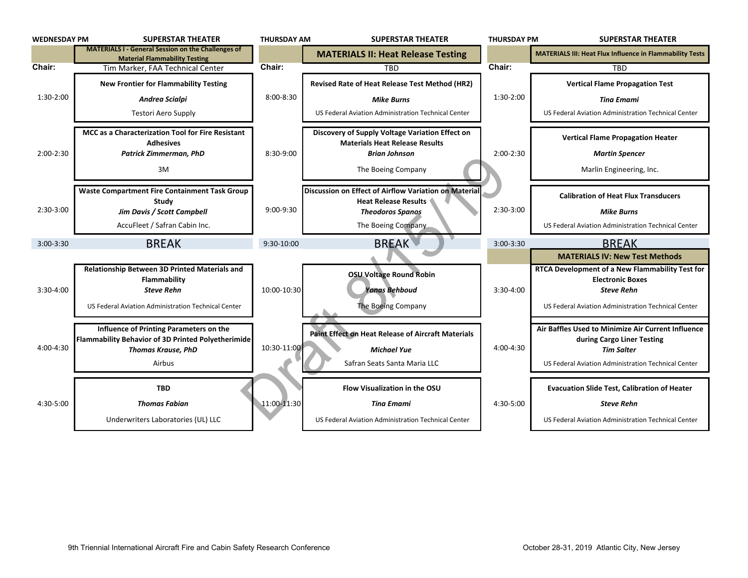## WEDNESDAY PM — SUPERSTAR THEATER

### MATERIALS I - General Session on the Challenges of Material Flammability Testing

**Chair:** Tim Marker, FAA Technical Center

| Time | Session |
|---|---|
| 1:30-2:00 | **New Frontier for Flammability Testing**<br>***Andrea Scalpi***<br>Testori Aero Supply |
| 2:00-2:30 | **MCC as a Characterization Tool for Fire Resistant Adhesives**<br>***Patrick Zimmerman, PhD***<br>3M |
| 2:30-3:00 | **Waste Compartment Fire Containment Task Group Study**<br>***Jim Davis / Scott Campbell***<br>AccuFleet / Safran Cabin Inc. |
| 3:00-3:30 | BREAK |
| 3:30-4:00 | **Relationship Between 3D Printed Materials and Flammability**<br>***Steve Rehn***<br>US Federal Aviation Administration Technical Center |
| 4:00-4:30 | **Influence of Printing Parameters on the Flammability Behavior of 3D Printed Polyetherimide**<br>***Thomas Krause, PhD***<br>Airbus |
| 4:30-5:00 | **TBD**<br>***Thomas Fabian***<br>Underwriters Laboratories (UL) LLC |

## THURSDAY AM — SUPERSTAR THEATER

### MATERIALS II: Heat Release Testing

**Chair:** TBD

| Time | Session |
|---|---|
| 8:00-8:30 | **Revised Rate of Heat Release Test Method (HR2)**<br>***Mike Burns***<br>US Federal Aviation Administration Technical Center |
| 8:30-9:00 | **Discovery of Supply Voltage Variation Effect on Materials Heat Release Results**<br>***Brian Johnson***<br>The Boeing Company |
| 9:00-9:30 | **Discussion on Effect of Airflow Variation on Material Heat Release Results**<br>***Theodoros Spanos***<br>The Boeing Company |
| 9:30-10:00 | BREAK |
| 10:00-10:30 | **OSU Voltage Round Robin**<br>***Yonas Behboud***<br>The Boeing Company |
| 10:30-11:00 | **Paint Effect on Heat Release of Aircraft Materials**<br>***Michael Yue***<br>Safran Seats Santa Maria LLC |
| 11:00-11:30 | **Flow Visualization in the OSU**<br>***Tina Emami***<br>US Federal Aviation Administration Technical Center |

## THURSDAY PM — SUPERSTAR THEATER

### MATERIALS III: Heat Flux Influence in Flammability Tests

**Chair:** TBD

| Time | Session |
|---|---|
| 1:30-2:00 | **Vertical Flame Propagation Test**<br>***Tina Emami***<br>US Federal Aviation Administration Technical Center |
| 2:00-2:30 | **Vertical Flame Propagation Heater**<br>***Martin Spencer***<br>Marlin Engineering, Inc. |
| 2:30-3:00 | **Calibration of Heat Flux Transducers**<br>***Mike Burns***<br>US Federal Aviation Administration Technical Center |
| 3:00-3:30 | BREAK |

### MATERIALS IV: New Test Methods

| Time | Session |
|---|---|
| 3:30-4:00 | **RTCA Development of a New Flammability Test for Electronic Boxes**<br>***Steve Rehn***<br>US Federal Aviation Administration Technical Center |
| 4:00-4:30 | **Air Baffles Used to Minimize Air Current Influence during Cargo Liner Testing**<br>***Tim Salter***<br>US Federal Aviation Administration Technical Center |
| 4:30-5:00 | **Evacuation Slide Test, Calibration of Heater**<br>***Steve Rehn***<br>US Federal Aviation Administration Technical Center |

Draft 8/15/19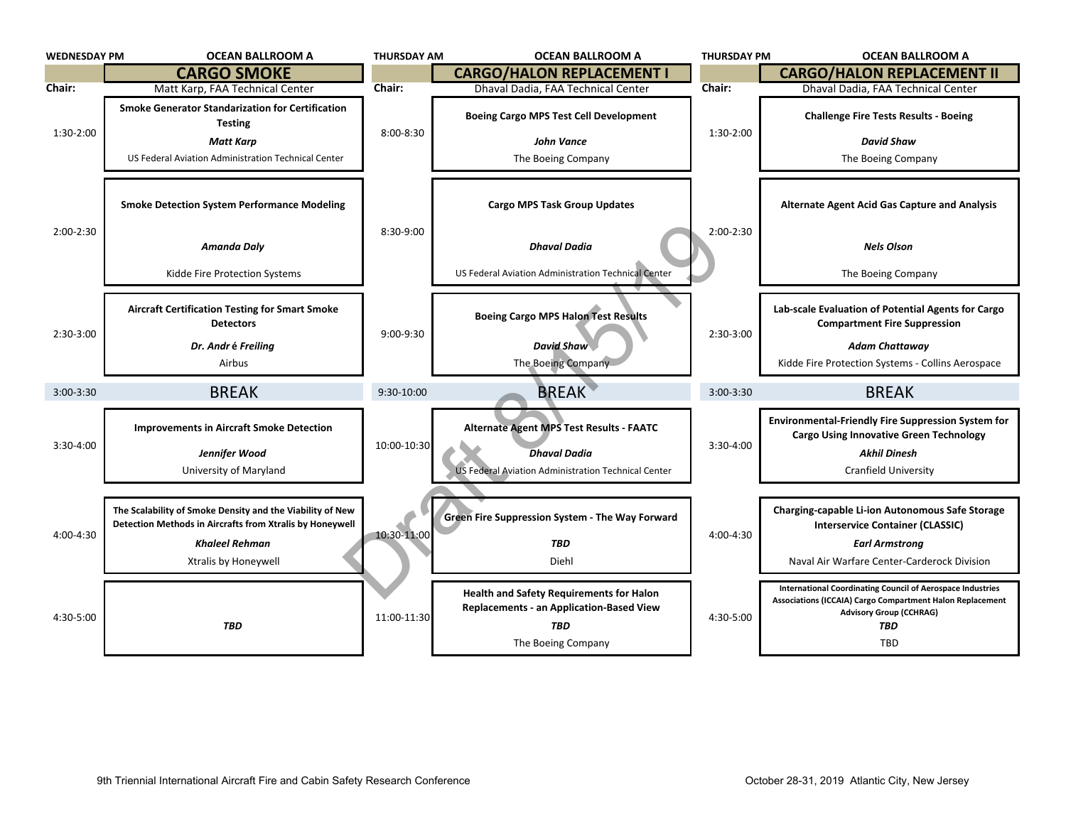## WEDNESDAY PM — OCEAN BALLROOM A

### CARGO SMOKE

**Chair:** Matt Karp, FAA Technical Center

| Time | Session |
|---|---|
| 1:30-2:00 | **Smoke Generator Standarization for Certification Testing**<br>***Matt Karp***<br>US Federal Aviation Administration Technical Center |
| 2:00-2:30 | **Smoke Detection System Performance Modeling**<br>***Amanda Daly***<br>Kidde Fire Protection Systems |
| 2:30-3:00 | **Aircraft Certification Testing for Smart Smoke Detectors**<br>***Dr. André Freiling***<br>Airbus |
| 3:00-3:30 | BREAK |
| 3:30-4:00 | **Improvements in Aircraft Smoke Detection**<br>***Jennifer Wood***<br>University of Maryland |
| 4:00-4:30 | **The Scalability of Smoke Density and the Viability of New Detection Methods in Aircrafts from Xtralis by Honeywell**<br>***Khaleel Rehman***<br>Xtralis by Honeywell |
| 4:30-5:00 | ***TBD*** |

## THURSDAY AM — OCEAN BALLROOM A

### CARGO/HALON REPLACEMENT I

**Chair:** Dhaval Dadia, FAA Technical Center

| Time | Session |
|---|---|
| 8:00-8:30 | **Boeing Cargo MPS Test Cell Development**<br>***John Vance***<br>The Boeing Company |
| 8:30-9:00 | **Cargo MPS Task Group Updates**<br>***Dhaval Dadia***<br>US Federal Aviation Administration Technical Center |
| 9:00-9:30 | **Boeing Cargo MPS Halon Test Results**<br>***David Shaw***<br>The Boeing Company |
| 9:30-10:00 | BREAK |
| 10:00-10:30 | **Alternate Agent MPS Test Results - FAATC**<br>***Dhaval Dadia***<br>US Federal Aviation Administration Technical Center |
| 10:30-11:00 | **Green Fire Suppression System - The Way Forward**<br>***TBD***<br>Diehl |
| 11:00-11:30 | **Health and Safety Requirements for Halon Replacements - an Application-Based View**<br>***TBD***<br>The Boeing Company |

## THURSDAY PM — OCEAN BALLROOM A

### CARGO/HALON REPLACEMENT II

**Chair:** Dhaval Dadia, FAA Technical Center

| Time | Session |
|---|---|
| 1:30-2:00 | **Challenge Fire Tests Results - Boeing**<br>***David Shaw***<br>The Boeing Company |
| 2:00-2:30 | **Alternate Agent Acid Gas Capture and Analysis**<br>***Nels Olson***<br>The Boeing Company |
| 2:30-3:00 | **Lab-scale Evaluation of Potential Agents for Cargo Compartment Fire Suppression**<br>***Adam Chattaway***<br>Kidde Fire Protection Systems - Collins Aerospace |
| 3:00-3:30 | BREAK |
| 3:30-4:00 | **Environmental-Friendly Fire Suppression System for Cargo Using Innovative Green Technology**<br>***Akhil Dinesh***<br>Cranfield University |
| 4:00-4:30 | **Charging-capable Li-ion Autonomous Safe Storage Interservice Container (CLASSIC)**<br>***Earl Armstrong***<br>Naval Air Warfare Center-Carderock Division |
| 4:30-5:00 | **International Coordinating Council of Aerospace Industries Associations (ICCAIA) Cargo Compartment Halon Replacement Advisory Group (CCHRAG)**<br>***TBD***<br>TBD |

Draft 8/15/19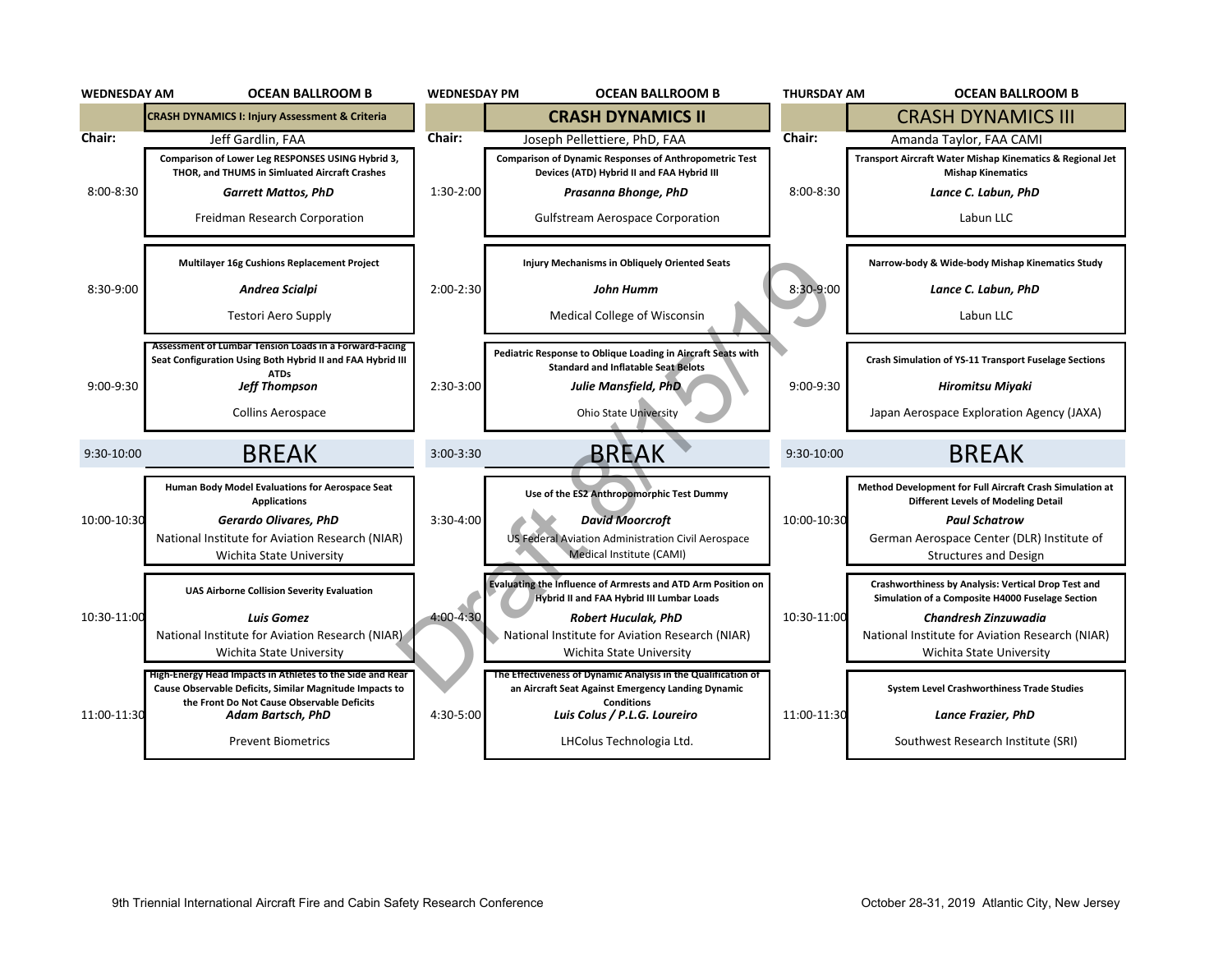## WEDNESDAY AM — OCEAN BALLROOM B

### CRASH DYNAMICS I: Injury Assessment & Criteria

**Chair:** Jeff Gardlin, FAA

| Time | Session |
|---|---|
| 8:00-8:30 | **Comparison of Lower Leg RESPONSES USING Hybrid 3, THOR, and THUMS in Simluated Aircraft Crashes**<br>***Garrett Mattos, PhD***<br>Freidman Research Corporation |
| 8:30-9:00 | **Multilayer 16g Cushions Replacement Project**<br>***Andrea Scialpi***<br>Testori Aero Supply |
| 9:00-9:30 | **Assessment of Lumbar Tension Loads in a Forward-Facing Seat Configuration Using Both Hybrid II and FAA Hybrid III ATDs**<br>***Jeff Thompson***<br>Collins Aerospace |
| 9:30-10:00 | BREAK |
| 10:00-10:30 | **Human Body Model Evaluations for Aerospace Seat Applications**<br>***Gerardo Olivares, PhD***<br>National Institute for Aviation Research (NIAR) Wichita State University |
| 10:30-11:00 | **UAS Airborne Collision Severity Evaluation**<br>***Luis Gomez***<br>National Institute for Aviation Research (NIAR) Wichita State University |
| 11:00-11:30 | **High-Energy Head Impacts in Athletes to the Side and Rear Cause Observable Deficits, Similar Magnitude Impacts to the Front Do Not Cause Observable Deficits**<br>***Adam Bartsch, PhD***<br>Prevent Biometrics |

## WEDNESDAY PM — OCEAN BALLROOM B

### CRASH DYNAMICS II

**Chair:** Joseph Pellettiere, PhD, FAA

| Time | Session |
|---|---|
| 1:30-2:00 | **Comparison of Dynamic Responses of Anthropometric Test Devices (ATD) Hybrid II and FAA Hybrid III**<br>***Prasanna Bhonge, PhD***<br>Gulfstream Aerospace Corporation |
| 2:00-2:30 | **Injury Mechanisms in Obliquely Oriented Seats**<br>***John Humm***<br>Medical College of Wisconsin |
| 2:30-3:00 | **Pediatric Response to Oblique Loading in Aircraft Seats with Standard and Inflatable Seat Belots**<br>***Julie Mansfield, PhD***<br>Ohio State University |
| 3:00-3:30 | BREAK |
| 3:30-4:00 | **Use of the ES2 Anthropomorphic Test Dummy**<br>***David Moorcroft***<br>US Federal Aviation Administration Civil Aerospace Medical Institute (CAMI) |
| 4:00-4:30 | **Evaluating the Influence of Armrests and ATD Arm Position on Hybrid II and FAA Hybrid III Lumbar Loads**<br>***Robert Huculak, PhD***<br>National Institute for Aviation Research (NIAR) Wichita State University |
| 4:30-5:00 | **The Effectiveness of Dynamic Analysis in the Qualification of an Aircraft Seat Against Emergency Landing Dynamic Conditions**<br>***Luis Colus / P.L.G. Loureiro***<br>LHColus Technologia Ltd. |

## THURSDAY AM — OCEAN BALLROOM B

### CRASH DYNAMICS III

**Chair:** Amanda Taylor, FAA CAMI

| Time | Session |
|---|---|
| 8:00-8:30 | **Transport Aircraft Water Mishap Kinematics & Regional Jet Mishap Kinematics**<br>***Lance C. Labun, PhD***<br>Labun LLC |
| 8:30-9:00 | **Narrow-body & Wide-body Mishap Kinematics Study**<br>***Lance C. Labun, PhD***<br>Labun LLC |
| 9:00-9:30 | **Crash Simulation of YS-11 Transport Fuselage Sections**<br>***Hiromitsu Miyaki***<br>Japan Aerospace Exploration Agency (JAXA) |
| 9:30-10:00 | BREAK |
| 10:00-10:30 | **Method Development for Full Aircraft Crash Simulation at Different Levels of Modeling Detail**<br>***Paul Schatrow***<br>German Aerospace Center (DLR) Institute of Structures and Design |
| 10:30-11:00 | **Crashworthiness by Analysis: Vertical Drop Test and Simulation of a Composite H4000 Fuselage Section**<br>***Chandresh Zinzuwadia***<br>National Institute for Aviation Research (NIAR) Wichita State University |
| 11:00-11:30 | **System Level Crashworthiness Trade Studies**<br>***Lance Frazier, PhD***<br>Southwest Research Institute (SRI) |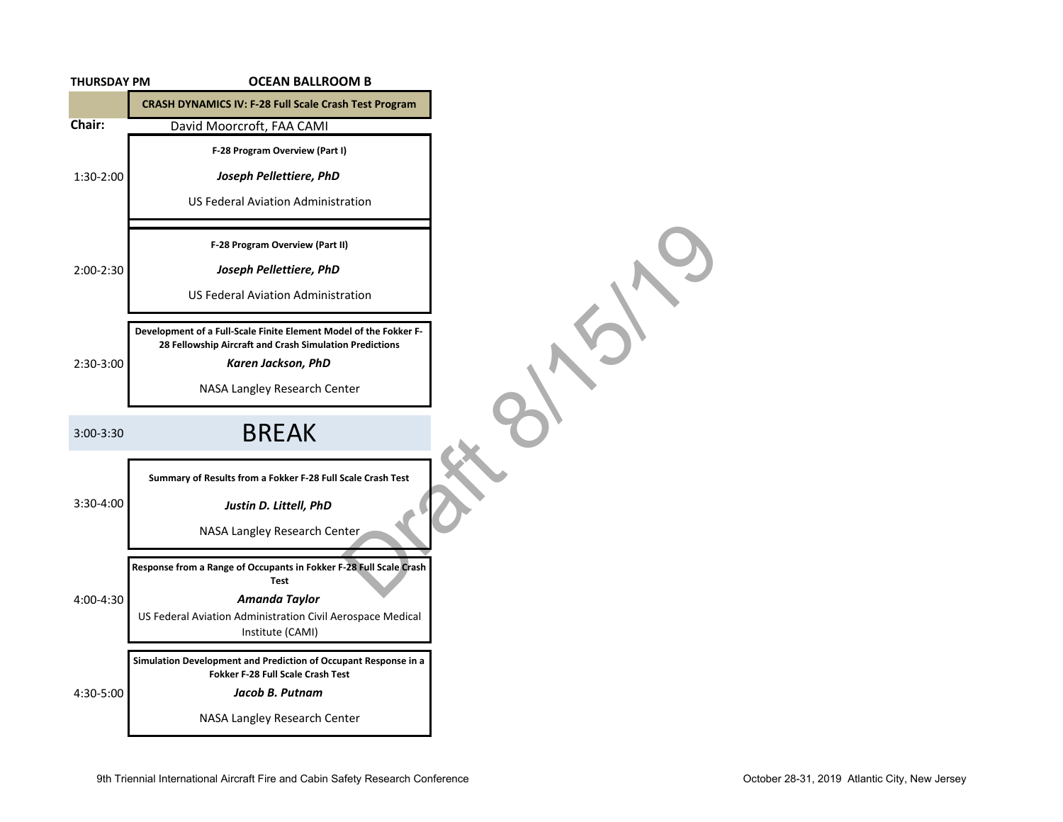**THURSDAY PM** **OCEAN BALLROOM B**

## CRASH DYNAMICS IV: F-28 Full Scale Crash Test Program

**Chair:** David Moorcroft, FAA CAMI

| Time | Session |
| --- | --- |
| 1:30-2:00 | **F-28 Program Overview (Part I)**<br>***Joseph Pellettiere, PhD***<br>US Federal Aviation Administration |
| 2:00-2:30 | **F-28 Program Overview (Part II)**<br>***Joseph Pellettiere, PhD***<br>US Federal Aviation Administration |
| 2:30-3:00 | **Development of a Full-Scale Finite Element Model of the Fokker F-28 Fellowship Aircraft and Crash Simulation Predictions**<br>***Karen Jackson, PhD***<br>NASA Langley Research Center |
| 3:00-3:30 | BREAK |
| 3:30-4:00 | **Summary of Results from a Fokker F-28 Full Scale Crash Test**<br>***Justin D. Littell, PhD***<br>NASA Langley Research Center |
| 4:00-4:30 | **Response from a Range of Occupants in Fokker F-28 Full Scale Crash Test**<br>***Amanda Taylor***<br>US Federal Aviation Administration Civil Aerospace Medical Institute (CAMI) |
| 4:30-5:00 | **Simulation Development and Prediction of Occupant Response in a Fokker F-28 Full Scale Crash Test**<br>***Jacob B. Putnam***<br>NASA Langley Research Center |

Draft 8/15/19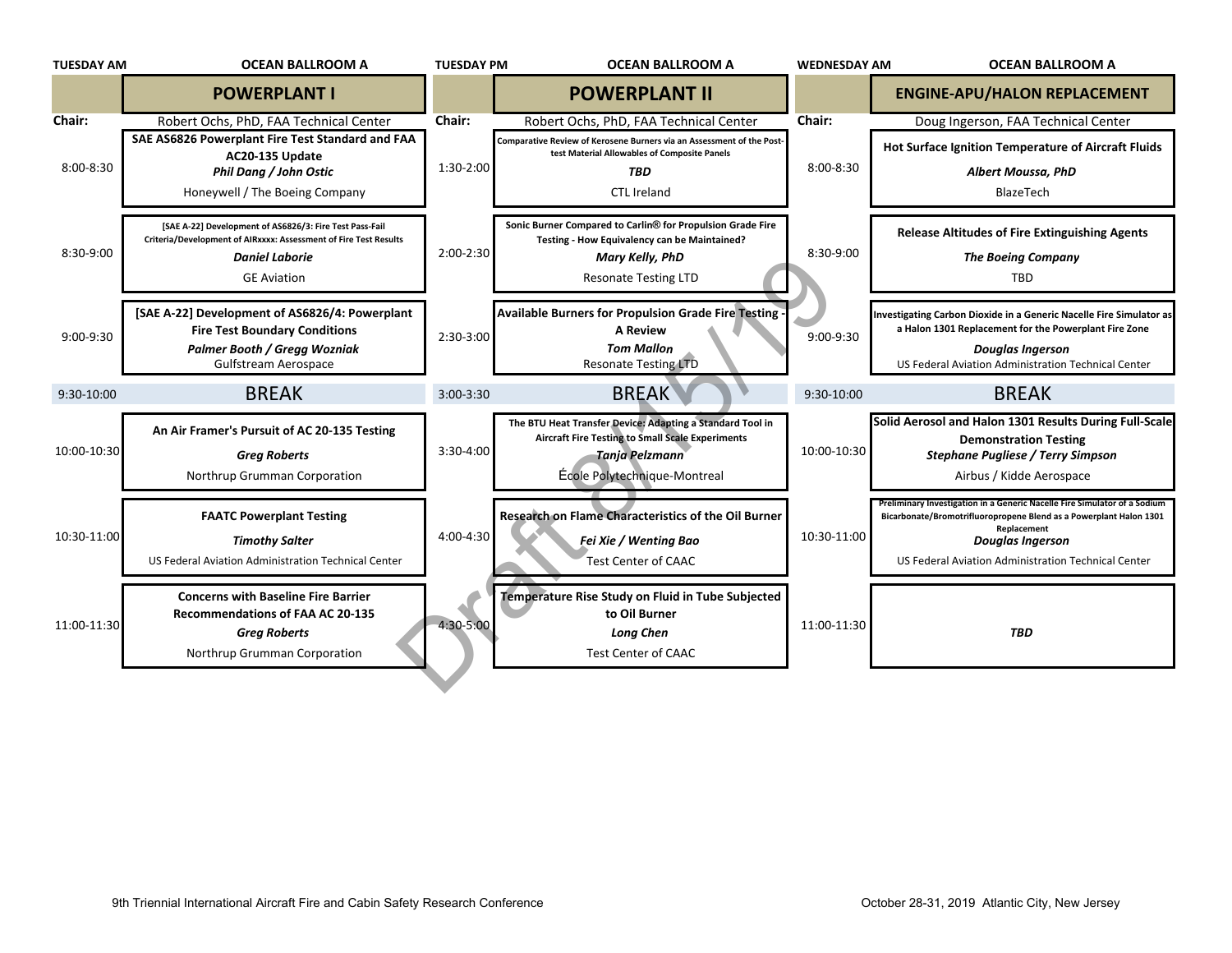## TUESDAY AM — OCEAN BALLROOM A

### POWERPLANT I

**Chair:** Robert Ochs, PhD, FAA Technical Center

| Time | Session |
| --- | --- |
| 8:00-8:30 | **SAE AS6826 Powerplant Fire Test Standard and FAA AC20-135 Update**<br>***Phil Dang / John Ostic***<br>Honeywell / The Boeing Company |
| 8:30-9:00 | **[SAE A-22] Development of AS6826/3: Fire Test Pass-Fail Criteria/Development of AIRxxxx: Assessment of Fire Test Results**<br>***Daniel Laborie***<br>GE Aviation |
| 9:00-9:30 | **[SAE A-22] Development of AS6826/4: Powerplant Fire Test Boundary Conditions**<br>***Palmer Booth / Gregg Wozniak***<br>Gulfstream Aerospace |
| 9:30-10:00 | BREAK |
| 10:00-10:30 | **An Air Framer's Pursuit of AC 20-135 Testing**<br>***Greg Roberts***<br>Northrup Grumman Corporation |
| 10:30-11:00 | **FAATC Powerplant Testing**<br>***Timothy Salter***<br>US Federal Aviation Administration Technical Center |
| 11:00-11:30 | **Concerns with Baseline Fire Barrier Recommendations of FAA AC 20-135**<br>***Greg Roberts***<br>Northrup Grumman Corporation |

## TUESDAY PM — OCEAN BALLROOM A

### POWERPLANT II

**Chair:** Robert Ochs, PhD, FAA Technical Center

| Time | Session |
| --- | --- |
| 1:30-2:00 | **Comparative Review of Kerosene Burners via an Assessment of the Post-test Material Allowables of Composite Panels**<br>***TBD***<br>CTL Ireland |
| 2:00-2:30 | **Sonic Burner Compared to Carlin® for Propulsion Grade Fire Testing - How Equivalency can be Maintained?**<br>***Mary Kelly, PhD***<br>Resonate Testing LTD |
| 2:30-3:00 | **Available Burners for Propulsion Grade Fire Testing - A Review**<br>***Tom Mallon***<br>Resonate Testing LTD |
| 3:00-3:30 | BREAK |
| 3:30-4:00 | **The BTU Heat Transfer Device: Adapting a Standard Tool in Aircraft Fire Testing to Small Scale Experiments**<br>***Tanja Pelzmann***<br>École Polytechnique-Montreal |
| 4:00-4:30 | **Research on Flame Characteristics of the Oil Burner**<br>***Fei Xie / Wenting Bao***<br>Test Center of CAAC |
| 4:30-5:00 | **Temperature Rise Study on Fluid in Tube Subjected to Oil Burner**<br>***Long Chen***<br>Test Center of CAAC |

## WEDNESDAY AM — OCEAN BALLROOM A

### ENGINE-APU/HALON REPLACEMENT

**Chair:** Doug Ingerson, FAA Technical Center

| Time | Session |
| --- | --- |
| 8:00-8:30 | **Hot Surface Ignition Temperature of Aircraft Fluids**<br>***Albert Moussa, PhD***<br>BlazeTech |
| 8:30-9:00 | **Release Altitudes of Fire Extinguishing Agents**<br>***The Boeing Company***<br>TBD |
| 9:00-9:30 | **Investigating Carbon Dioxide in a Generic Nacelle Fire Simulator as a Halon 1301 Replacement for the Powerplant Fire Zone**<br>***Douglas Ingerson***<br>US Federal Aviation Administration Technical Center |
| 9:30-10:00 | BREAK |
| 10:00-10:30 | **Solid Aerosol and Halon 1301 Results During Full-Scale Demonstration Testing**<br>***Stephane Pugliese / Terry Simpson***<br>Airbus / Kidde Aerospace |
| 10:30-11:00 | **Preliminary Investigation in a Generic Nacelle Fire Simulator of a Sodium Bicarbonate/Bromotrifluoropropene Blend as a Powerplant Halon 1301 Replacement**<br>***Douglas Ingerson***<br>US Federal Aviation Administration Technical Center |
| 11:00-11:30 | ***TBD*** |

Draft 8/15/19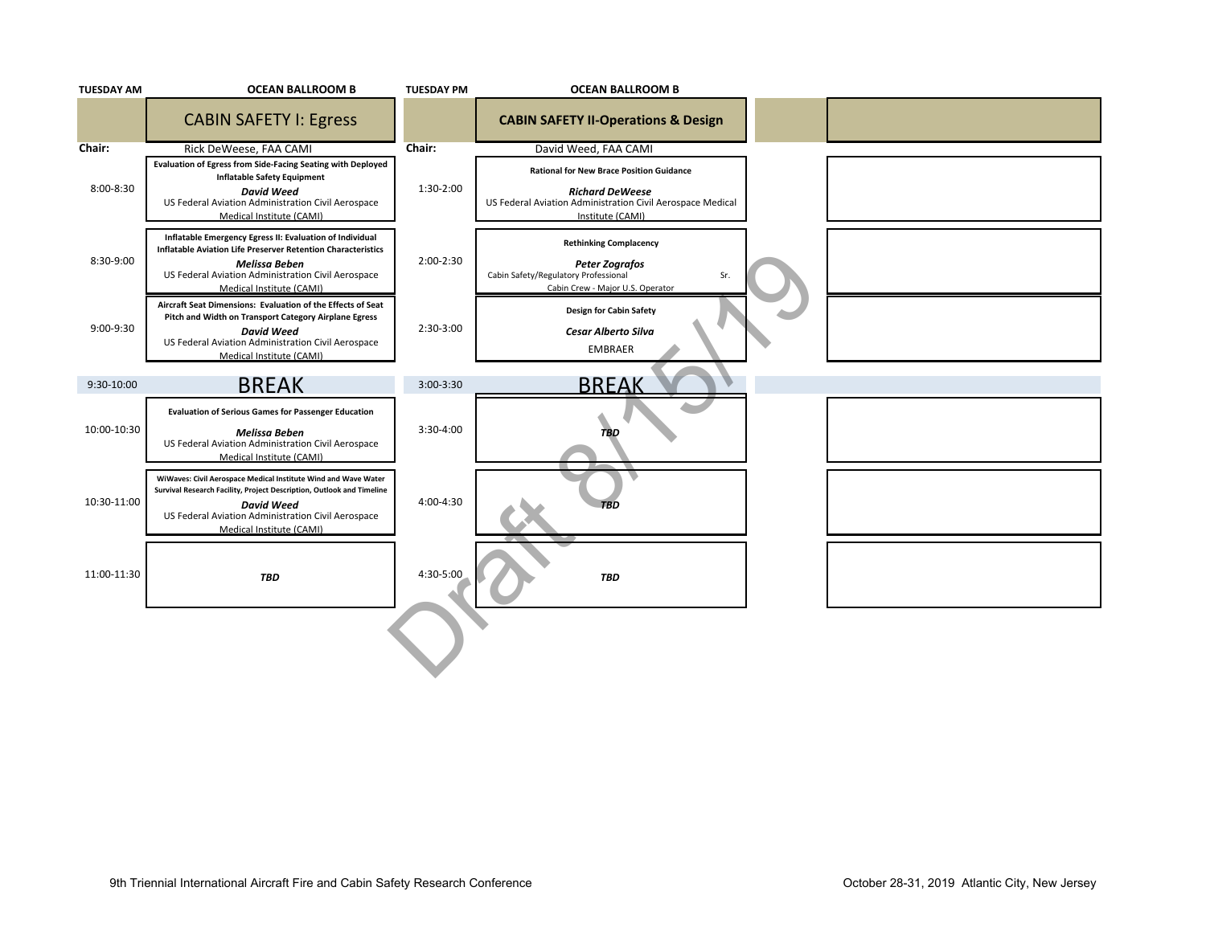| TUESDAY AM | OCEAN BALLROOM B | TUESDAY PM | OCEAN BALLROOM B |
|---|---|---|---|
| | **CABIN SAFETY I: Egress** | | **CABIN SAFETY II-Operations & Design** |
| **Chair:** | Rick DeWeese, FAA CAMI | **Chair:** | David Weed, FAA CAMI |
| 8:00-8:30 | **Evaluation of Egress from Side-Facing Seating with Deployed Inflatable Safety Equipment** *David Weed* US Federal Aviation Administration Civil Aerospace Medical Institute (CAMI) | 1:30-2:00 | **Rational for New Brace Position Guidance** *Richard DeWeese* US Federal Aviation Administration Civil Aerospace Medical Institute (CAMI) |
| 8:30-9:00 | **Inflatable Emergency Egress II: Evaluation of Individual Inflatable Aviation Life Preserver Retention Characteristics** *Melissa Beben* US Federal Aviation Administration Civil Aerospace Medical Institute (CAMI) | 2:00-2:30 | **Rethinking Complacency** *Peter Zografos* Cabin Safety/Regulatory Professional Sr. Cabin Crew - Major U.S. Operator |
| 9:00-9:30 | **Aircraft Seat Dimensions: Evaluation of the Effects of Seat Pitch and Width on Transport Category Airplane Egress** *David Weed* US Federal Aviation Administration Civil Aerospace Medical Institute (CAMI) | 2:30-3:00 | **Design for Cabin Safety** *Cesar Alberto Silva* EMBRAER |
| 9:30-10:00 | BREAK | 3:00-3:30 | BREAK |
| 10:00-10:30 | **Evaluation of Serious Games for Passenger Education** *Melissa Beben* US Federal Aviation Administration Civil Aerospace Medical Institute (CAMI) | 3:30-4:00 | ***TBD*** |
| 10:30-11:00 | **WiWaves: Civil Aerospace Medical Institute Wind and Wave Water Survival Research Facility, Project Description, Outlook and Timeline** *David Weed* US Federal Aviation Administration Civil Aerospace Medical Institute (CAMI) | 4:00-4:30 | ***TBD*** |
| 11:00-11:30 | ***TBD*** | 4:30-5:00 | ***TBD*** |

Draft 8/15/19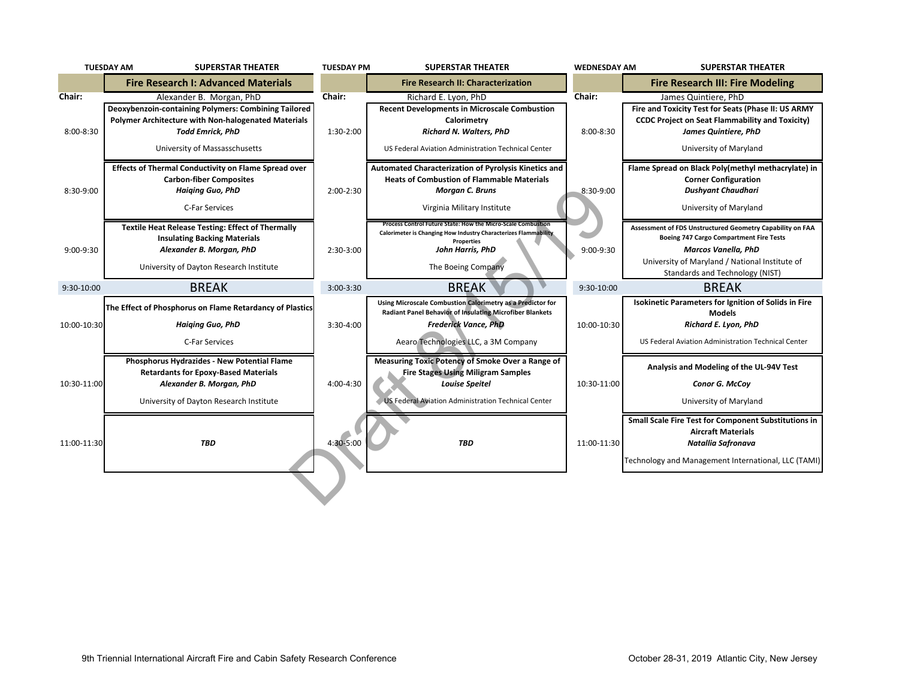| TUESDAY AM | SUPERSTAR THEATER |
|---|---|
| | **Fire Research I: Advanced Materials** |
| **Chair:** | Alexander B. Morgan, PhD |
| 8:00-8:30 | **Deoxybenzoin-containing Polymers: Combining Tailored Polymer Architecture with Non-halogenated Materials** <br> ***Todd Emrick, PhD*** <br> University of Massasschusetts |
| 8:30-9:00 | **Effects of Thermal Conductivity on Flame Spread over Carbon-fiber Composites** <br> ***Haiqing Guo, PhD*** <br> C-Far Services |
| 9:00-9:30 | **Textile Heat Release Testing: Effect of Thermally Insulating Backing Materials** <br> ***Alexander B. Morgan, PhD*** <br> University of Dayton Research Institute |
| 9:30-10:00 | BREAK |
| 10:00-10:30 | **The Effect of Phosphorus on Flame Retardancy of Plastics** <br> ***Haiqing Guo, PhD*** <br> C-Far Services |
| 10:30-11:00 | **Phosphorus Hydrazides - New Potential Flame Retardants for Epoxy-Based Materials** <br> ***Alexander B. Morgan, PhD*** <br> University of Dayton Research Institute |
| 11:00-11:30 | ***TBD*** |

| TUESDAY PM | SUPERSTAR THEATER |
|---|---|
| | **Fire Research II: Characterization** |
| **Chair:** | Richard E. Lyon, PhD |
| 1:30-2:00 | **Recent Developments in Microscale Combustion Calorimetry** <br> ***Richard N. Walters, PhD*** <br> US Federal Aviation Administration Technical Center |
| 2:00-2:30 | **Automated Characterization of Pyrolysis Kinetics and Heats of Combustion of Flammable Materials** <br> ***Morgan C. Bruns*** <br> Virginia Military Institute |
| 2:30-3:00 | **Process Control Future State: How the Micro-Scale Combustion Calorimeter is Changing How Industry Characterizes Flammability Properties** <br> ***John Harris, PhD*** <br> The Boeing Company |
| 3:00-3:30 | BREAK |
| 3:30-4:00 | **Using Microscale Combustion Calorimetry as a Predictor for Radiant Panel Behavior of Insulating Microfiber Blankets** <br> ***Frederick Vance, PhD*** <br> Aearo Technologies LLC, a 3M Company |
| 4:00-4:30 | **Measuring Toxic Potency of Smoke Over a Range of Fire Stages Using Miligram Samples** <br> ***Louise Speitel*** <br> US Federal Aviation Administration Technical Center |
| 4:30-5:00 | ***TBD*** |

| WEDNESDAY AM | SUPERSTAR THEATER |
|---|---|
| | **Fire Research III: Fire Modeling** |
| **Chair:** | James Quintiere, PhD |
| 8:00-8:30 | **Fire and Toxicity Test for Seats (Phase II: US ARMY CCDC Project on Seat Flammability and Toxicity)** <br> ***James Quintiere, PhD*** <br> University of Maryland |
| 8:30-9:00 | **Flame Spread on Black Poly(methyl methacrylate) in Corner Configuration** <br> ***Dushyant Chaudhari*** <br> University of Maryland |
| 9:00-9:30 | **Assessment of FDS Unstructured Geometry Capability on FAA Boeing 747 Cargo Compartment Fire Tests** <br> ***Marcos Vanella, PhD*** <br> University of Maryland / National Institute of Standards and Technology (NIST) |
| 9:30-10:00 | BREAK |
| 10:00-10:30 | **Isokinetic Parameters for Ignition of Solids in Fire Models** <br> ***Richard E. Lyon, PhD*** <br> US Federal Aviation Administration Technical Center |
| 10:30-11:00 | **Analysis and Modeling of the UL-94V Test** <br> ***Conor G. McCoy*** <br> University of Maryland |
| 11:00-11:30 | **Small Scale Fire Test for Component Substitutions in Aircraft Materials** <br> ***Natallia Safronava*** <br> Technology and Management International, LLC (TAMI) |

Draft 8/5/19